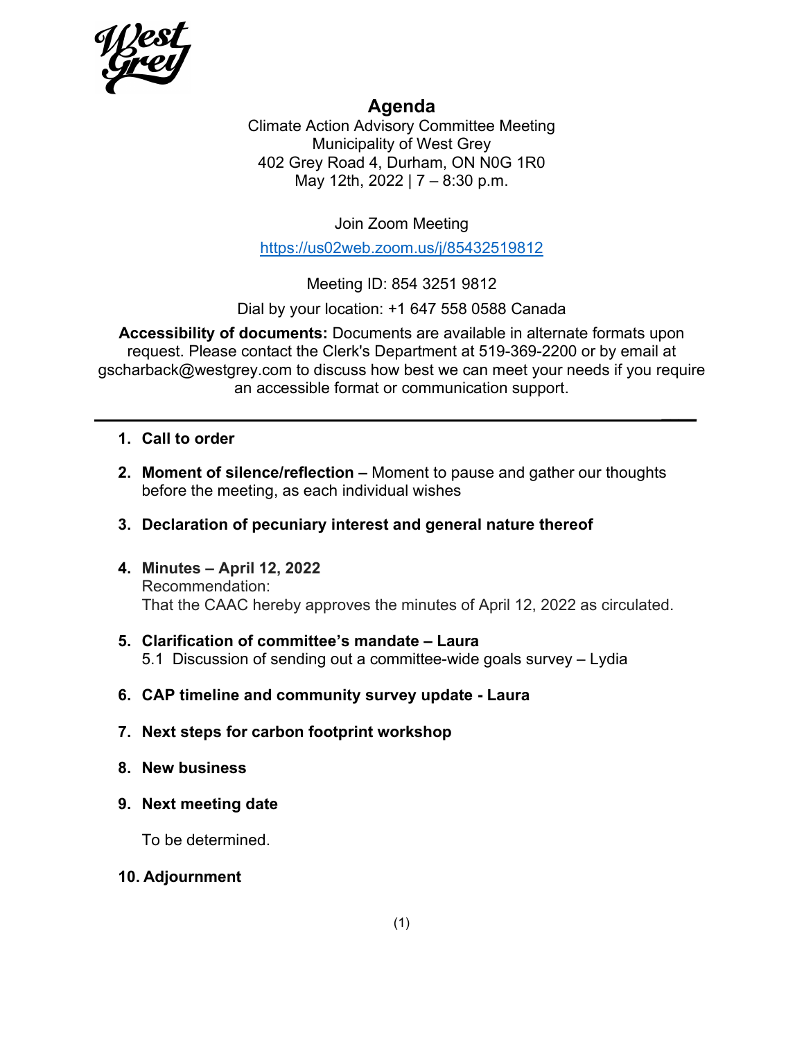# Agenda

Climate Action Advisory Committee Meeting
Municipality of West Grey
402 Grey Road 4, Durham, ON N0G 1R0
May 12th, 2022 | 7 – 8:30 p.m.

Join Zoom Meeting

https://us02web.zoom.us/j/85432519812

Meeting ID: 854 3251 9812

Dial by your location: +1 647 558 0588 Canada

**Accessibility of documents:** Documents are available in alternate formats upon request. Please contact the Clerk's Department at 519-369-2200 or by email at gscharback@westgrey.com to discuss how best we can meet your needs if you require an accessible format or communication support.

---

1. **Call to order**

2. **Moment of silence/reflection –** Moment to pause and gather our thoughts before the meeting, as each individual wishes

3. **Declaration of pecuniary interest and general nature thereof**

4. **Minutes – April 12, 2022**
   Recommendation:
   That the CAAC hereby approves the minutes of April 12, 2022 as circulated.

5. **Clarification of committee's mandate – Laura**
   5.1 Discussion of sending out a committee-wide goals survey – Lydia

6. **CAP timeline and community survey update - Laura**

7. **Next steps for carbon footprint workshop**

8. **New business**

9. **Next meeting date**

   To be determined.

10. **Adjournment**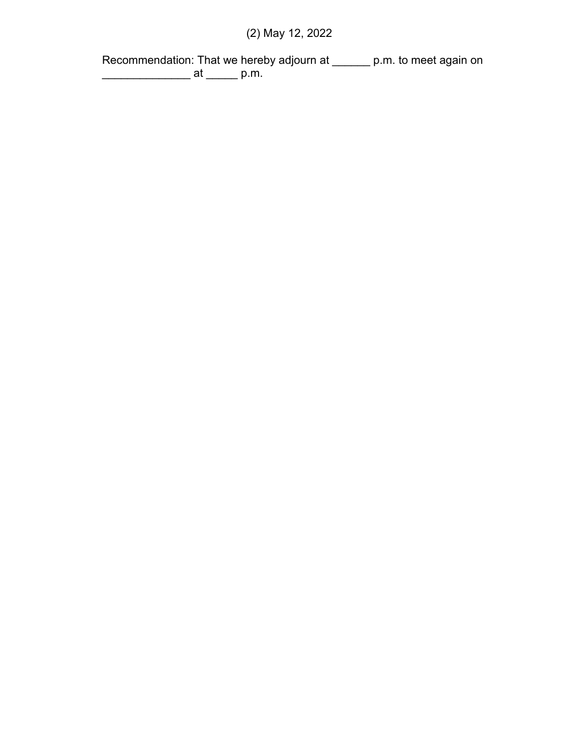Recommendation: That we hereby adjourn at ______ p.m. to meet again on ______________ at _____ p.m.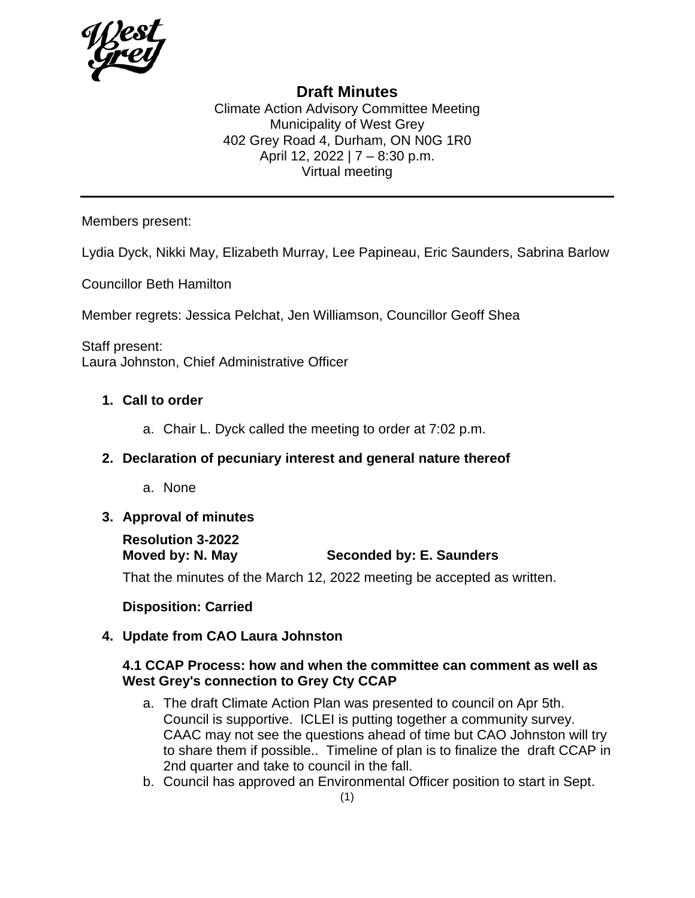# Draft Minutes

Climate Action Advisory Committee Meeting
Municipality of West Grey
402 Grey Road 4, Durham, ON N0G 1R0
April 12, 2022 | 7 – 8:30 p.m.
Virtual meeting

---

Members present:

Lydia Dyck, Nikki May, Elizabeth Murray, Lee Papineau, Eric Saunders, Sabrina Barlow

Councillor Beth Hamilton

Member regrets: Jessica Pelchat, Jen Williamson, Councillor Geoff Shea

Staff present:
Laura Johnston, Chief Administrative Officer

1. **Call to order**
   a. Chair L. Dyck called the meeting to order at 7:02 p.m.

2. **Declaration of pecuniary interest and general nature thereof**
   a. None

3. **Approval of minutes**

   **Resolution 3-2022**
   **Moved by: N. May** **Seconded by: E. Saunders**

   That the minutes of the March 12, 2022 meeting be accepted as written.

   **Disposition: Carried**

4. **Update from CAO Laura Johnston**

   **4.1 CCAP Process: how and when the committee can comment as well as West Grey's connection to Grey Cty CCAP**

   a. The draft Climate Action Plan was presented to council on Apr 5th. Council is supportive. ICLEI is putting together a community survey. CAAC may not see the questions ahead of time but CAO Johnston will try to share them if possible.. Timeline of plan is to finalize the draft CCAP in 2nd quarter and take to council in the fall.
   b. Council has approved an Environmental Officer position to start in Sept.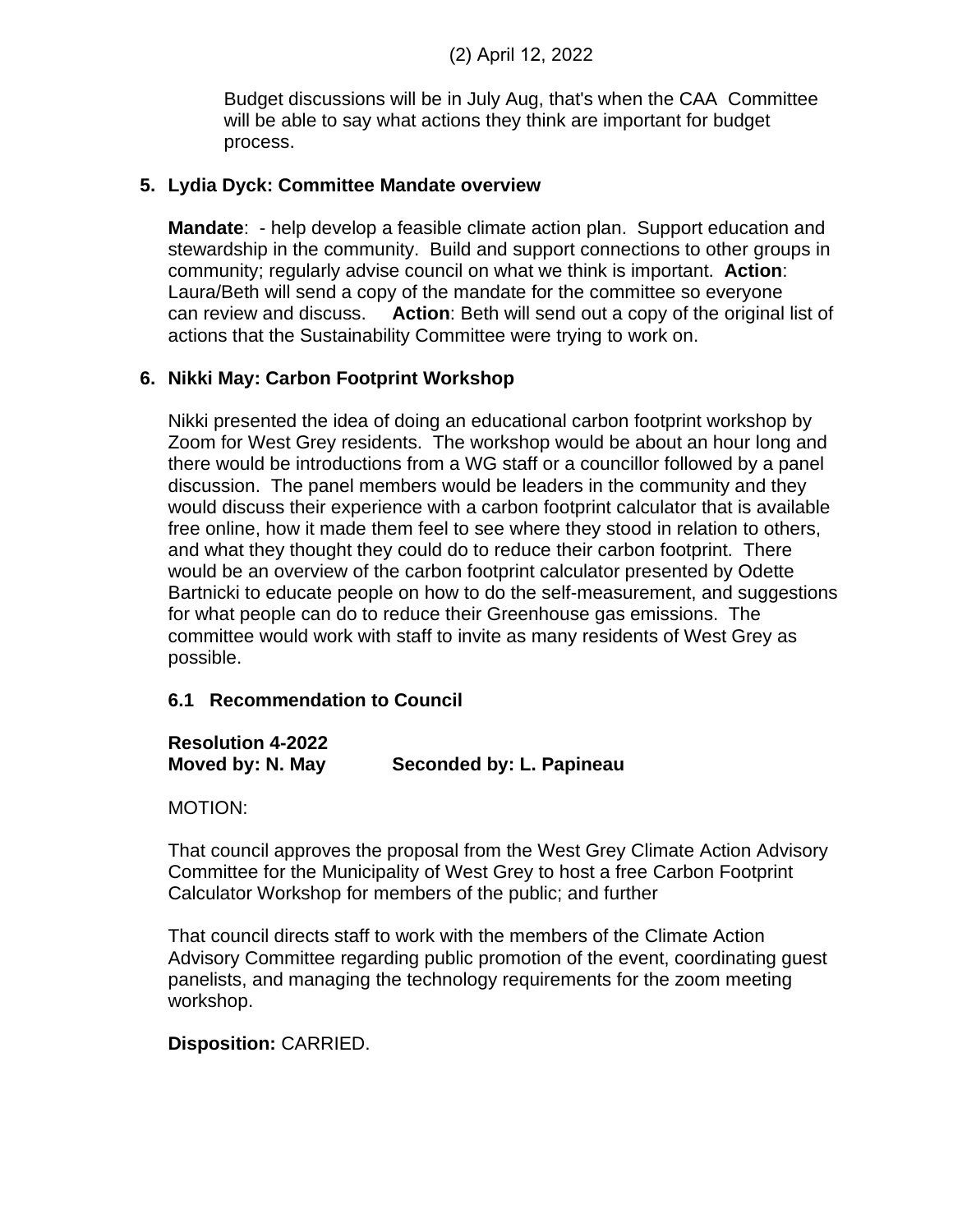Budget discussions will be in July Aug, that's when the CAA Committee will be able to say what actions they think are important for budget process.

**5. Lydia Dyck: Committee Mandate overview**

**Mandate**: - help develop a feasible climate action plan. Support education and stewardship in the community. Build and support connections to other groups in community; regularly advise council on what we think is important. **Action**: Laura/Beth will send a copy of the mandate for the committee so everyone can review and discuss. **Action**: Beth will send out a copy of the original list of actions that the Sustainability Committee were trying to work on.

**6. Nikki May: Carbon Footprint Workshop**

Nikki presented the idea of doing an educational carbon footprint workshop by Zoom for West Grey residents. The workshop would be about an hour long and there would be introductions from a WG staff or a councillor followed by a panel discussion. The panel members would be leaders in the community and they would discuss their experience with a carbon footprint calculator that is available free online, how it made them feel to see where they stood in relation to others, and what they thought they could do to reduce their carbon footprint. There would be an overview of the carbon footprint calculator presented by Odette Bartnicki to educate people on how to do the self-measurement, and suggestions for what people can do to reduce their Greenhouse gas emissions. The committee would work with staff to invite as many residents of West Grey as possible.

**6.1 Recommendation to Council**

**Resolution 4-2022**
**Moved by: N. May** **Seconded by: L. Papineau**

MOTION:

That council approves the proposal from the West Grey Climate Action Advisory Committee for the Municipality of West Grey to host a free Carbon Footprint Calculator Workshop for members of the public; and further

That council directs staff to work with the members of the Climate Action Advisory Committee regarding public promotion of the event, coordinating guest panelists, and managing the technology requirements for the zoom meeting workshop.

**Disposition:** CARRIED.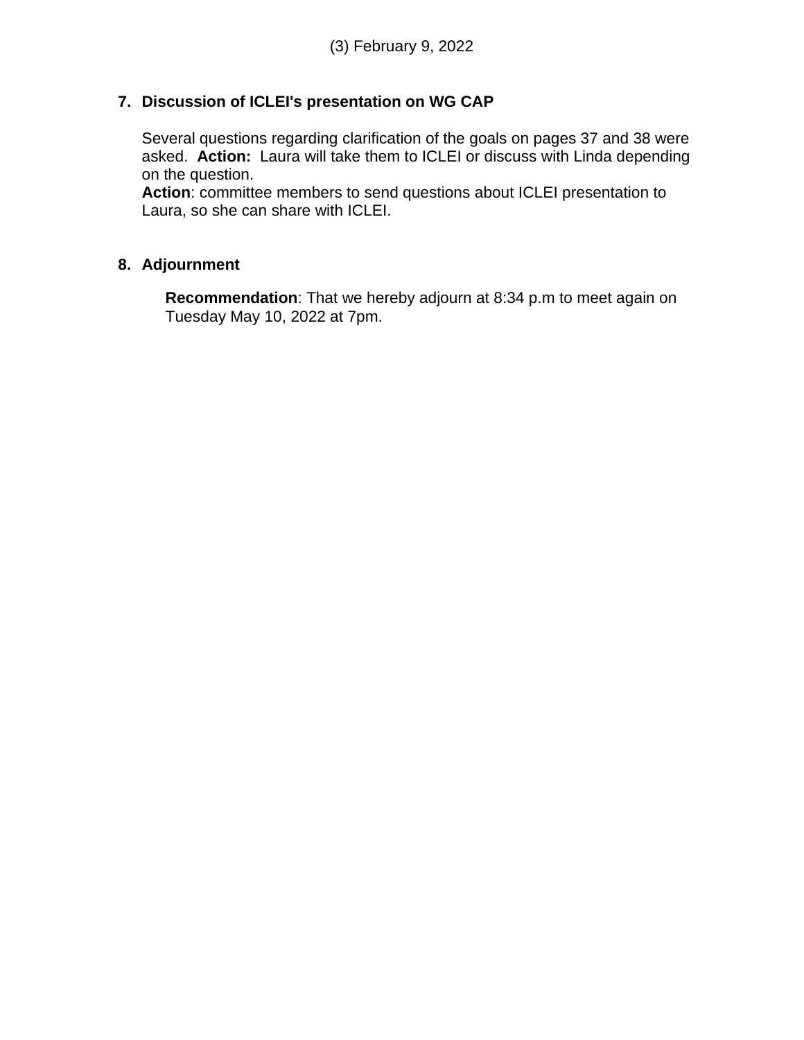**7. Discussion of ICLEI's presentation on WG CAP**

Several questions regarding clarification of the goals on pages 37 and 38 were asked. **Action:** Laura will take them to ICLEI or discuss with Linda depending on the question.
**Action**: committee members to send questions about ICLEI presentation to Laura, so she can share with ICLEI.

**8. Adjournment**

**Recommendation**: That we hereby adjourn at 8:34 p.m to meet again on Tuesday May 10, 2022 at 7pm.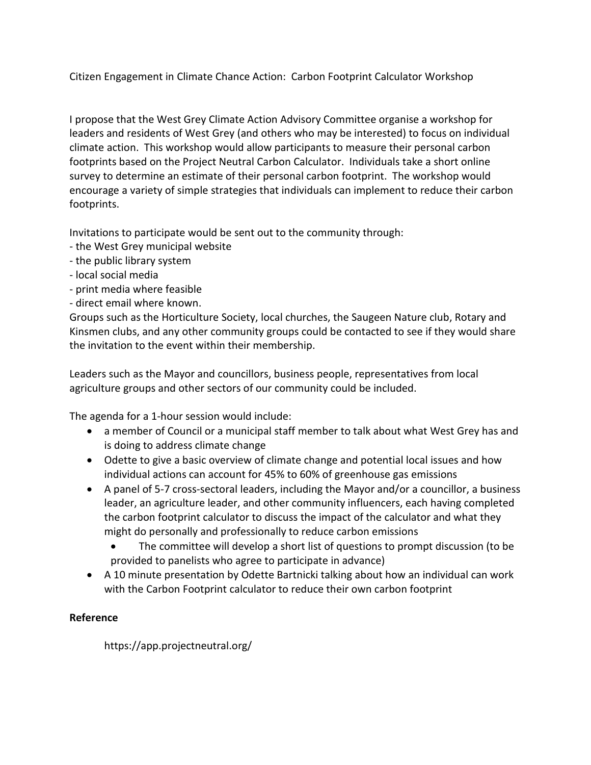Citizen Engagement in Climate Chance Action: Carbon Footprint Calculator Workshop

I propose that the West Grey Climate Action Advisory Committee organise a workshop for leaders and residents of West Grey (and others who may be interested) to focus on individual climate action. This workshop would allow participants to measure their personal carbon footprints based on the Project Neutral Carbon Calculator. Individuals take a short online survey to determine an estimate of their personal carbon footprint. The workshop would encourage a variety of simple strategies that individuals can implement to reduce their carbon footprints.

Invitations to participate would be sent out to the community through:

- the West Grey municipal website
- the public library system
- local social media
- print media where feasible
- direct email where known.

Groups such as the Horticulture Society, local churches, the Saugeen Nature club, Rotary and Kinsmen clubs, and any other community groups could be contacted to see if they would share the invitation to the event within their membership.

Leaders such as the Mayor and councillors, business people, representatives from local agriculture groups and other sectors of our community could be included.

The agenda for a 1-hour session would include:

- a member of Council or a municipal staff member to talk about what West Grey has and is doing to address climate change
- Odette to give a basic overview of climate change and potential local issues and how individual actions can account for 45% to 60% of greenhouse gas emissions
- A panel of 5-7 cross-sectoral leaders, including the Mayor and/or a councillor, a business leader, an agriculture leader, and other community influencers, each having completed the carbon footprint calculator to discuss the impact of the calculator and what they might do personally and professionally to reduce carbon emissions
  - The committee will develop a short list of questions to prompt discussion (to be provided to panelists who agree to participate in advance)
- A 10 minute presentation by Odette Bartnicki talking about how an individual can work with the Carbon Footprint calculator to reduce their own carbon footprint

**Reference**

https://app.projectneutral.org/